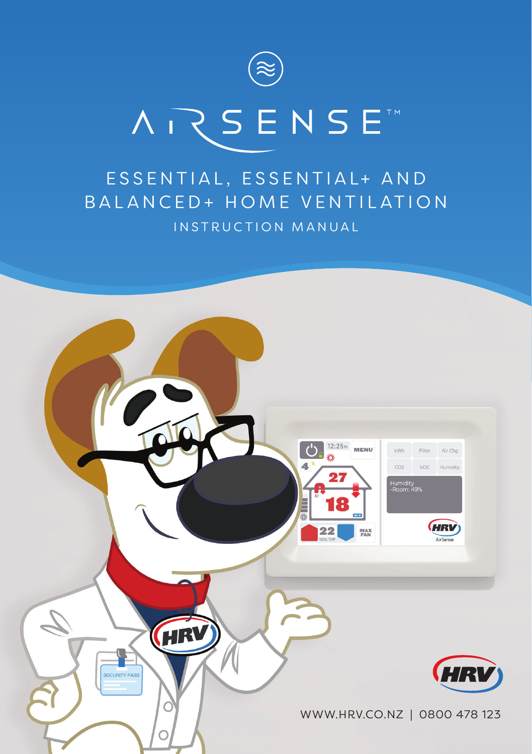# AIRSENSE™

## ESSENTIAL, ESSENTIAL+ AND BALANCED+ HOME VENTILATION

### INSTRUCTION MANUAL

WWW.HRV.CO.NZ | 0800 478 123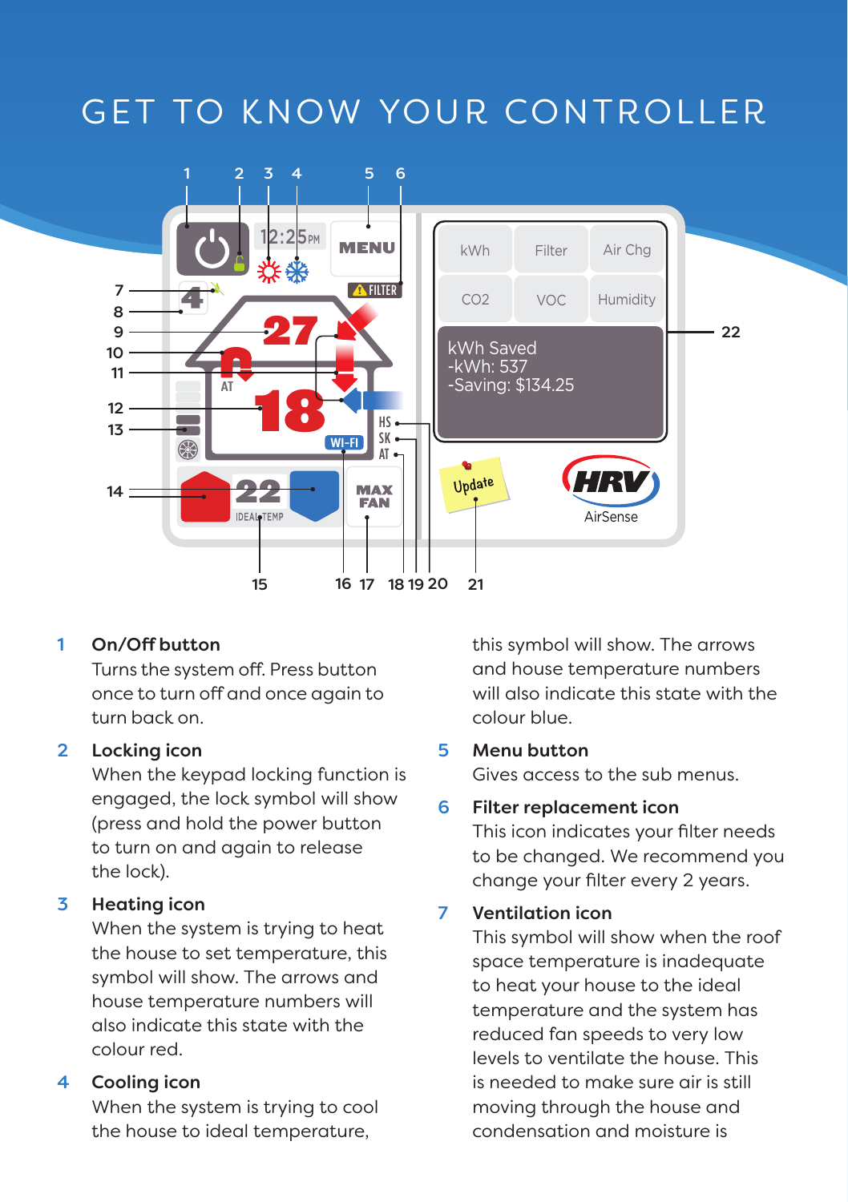# GET TO KNOW YOUR CONTROLLER

1 **On/Off button**
Turns the system off. Press button once to turn off and once again to turn back on.

2 **Locking icon**
When the keypad locking function is engaged, the lock symbol will show (press and hold the power button to turn on and again to release the lock).

3 **Heating icon**
When the system is trying to heat the house to set temperature, this symbol will show. The arrows and house temperature numbers will also indicate this state with the colour red.

4 **Cooling icon**
When the system is trying to cool the house to ideal temperature, this symbol will show. The arrows and house temperature numbers will also indicate this state with the colour blue.

5 **Menu button**
Gives access to the sub menus.

6 **Filter replacement icon**
This icon indicates your filter needs to be changed. We recommend you change your filter every 2 years.

7 **Ventilation icon**
This symbol will show when the roof space temperature is inadequate to heat your house to the ideal temperature and the system has reduced fan speeds to very low levels to ventilate the house. This is needed to make sure air is still moving through the house and condensation and moisture is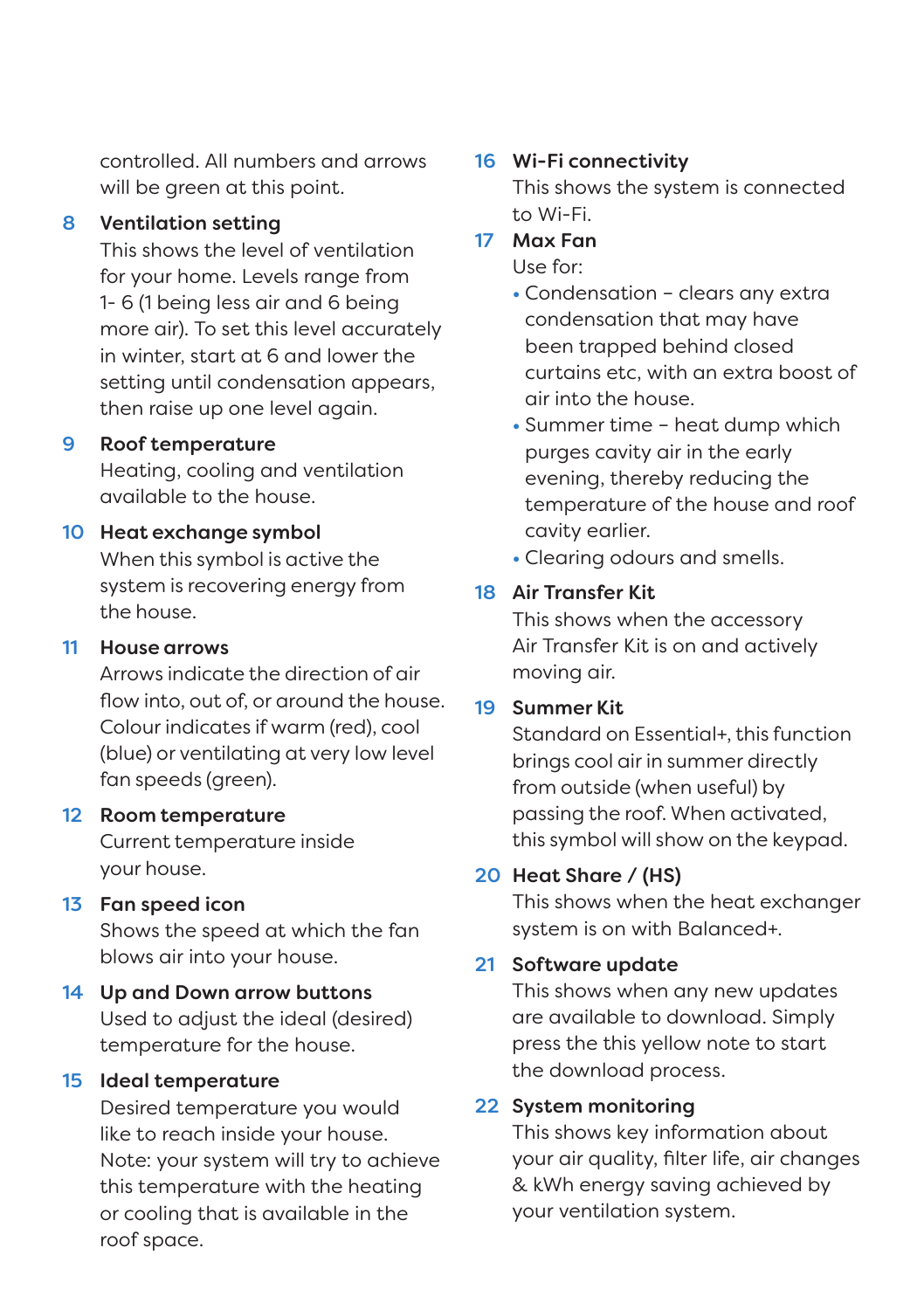controlled. All numbers and arrows will be green at this point.

8 **Ventilation setting**
This shows the level of ventilation for your home. Levels range from 1- 6 (1 being less air and 6 being more air). To set this level accurately in winter, start at 6 and lower the setting until condensation appears, then raise up one level again.

9 **Roof temperature**
Heating, cooling and ventilation available to the house.

10 **Heat exchange symbol**
When this symbol is active the system is recovering energy from the house.

11 **House arrows**
Arrows indicate the direction of air flow into, out of, or around the house. Colour indicates if warm (red), cool (blue) or ventilating at very low level fan speeds (green).

12 **Room temperature**
Current temperature inside your house.

13 **Fan speed icon**
Shows the speed at which the fan blows air into your house.

14 **Up and Down arrow buttons**
Used to adjust the ideal (desired) temperature for the house.

15 **Ideal temperature**
Desired temperature you would like to reach inside your house. Note: your system will try to achieve this temperature with the heating or cooling that is available in the roof space.

16 **Wi-Fi connectivity**
This shows the system is connected to Wi-Fi.

17 **Max Fan**
Use for:

- Condensation – clears any extra condensation that may have been trapped behind closed curtains etc, with an extra boost of air into the house.
- Summer time – heat dump which purges cavity air in the early evening, thereby reducing the temperature of the house and roof cavity earlier.
- Clearing odours and smells.

18 **Air Transfer Kit**
This shows when the accessory Air Transfer Kit is on and actively moving air.

19 **Summer Kit**
Standard on Essential+, this function brings cool air in summer directly from outside (when useful) by passing the roof. When activated, this symbol will show on the keypad.

20 **Heat Share / (HS)**
This shows when the heat exchanger system is on with Balanced+.

21 **Software update**
This shows when any new updates are available to download. Simply press the this yellow note to start the download process.

22 **System monitoring**
This shows key information about your air quality, filter life, air changes & kWh energy saving achieved by your ventilation system.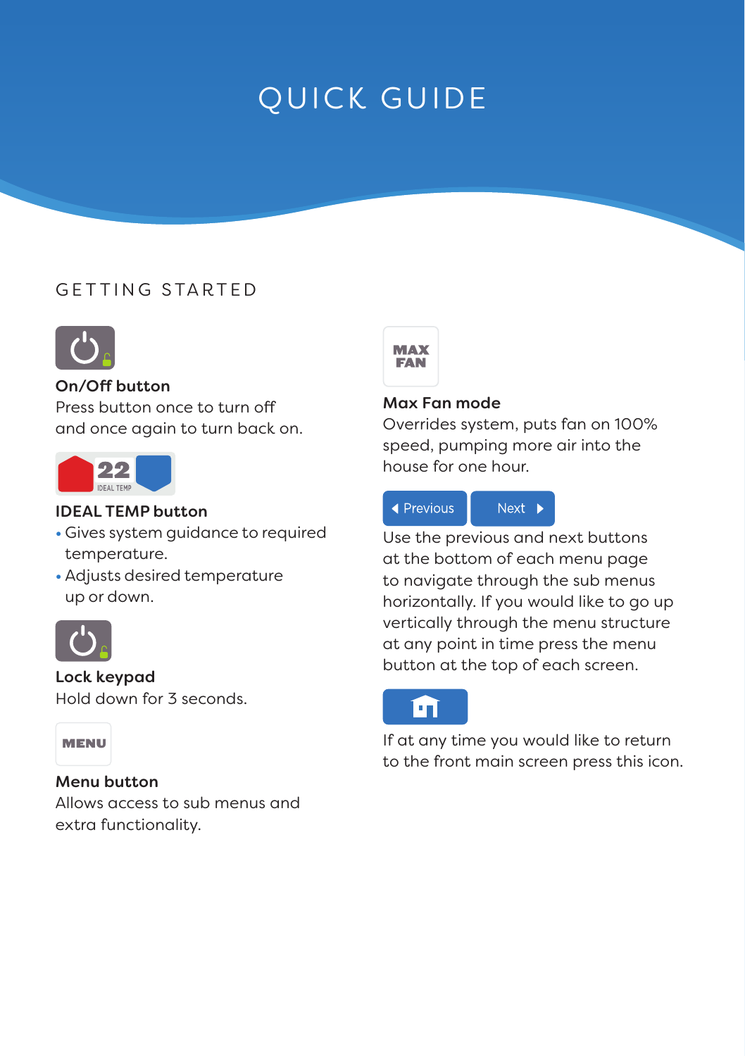# QUICK GUIDE

## GETTING STARTED

**On/Off button**
Press button once to turn off and once again to turn back on.

22
IDEAL TEMP

**IDEAL TEMP button**

- Gives system guidance to required temperature.
- Adjusts desired temperature up or down.

**Lock keypad**
Hold down for 3 seconds.

MENU

**Menu button**
Allows access to sub menus and extra functionality.

MAX FAN

**Max Fan mode**
Overrides system, puts fan on 100% speed, pumping more air into the house for one hour.

Previous | Next

Use the previous and next buttons at the bottom of each menu page to navigate through the sub menus horizontally. If you would like to go up vertically through the menu structure at any point in time press the menu button at the top of each screen.

If at any time you would like to return to the front main screen press this icon.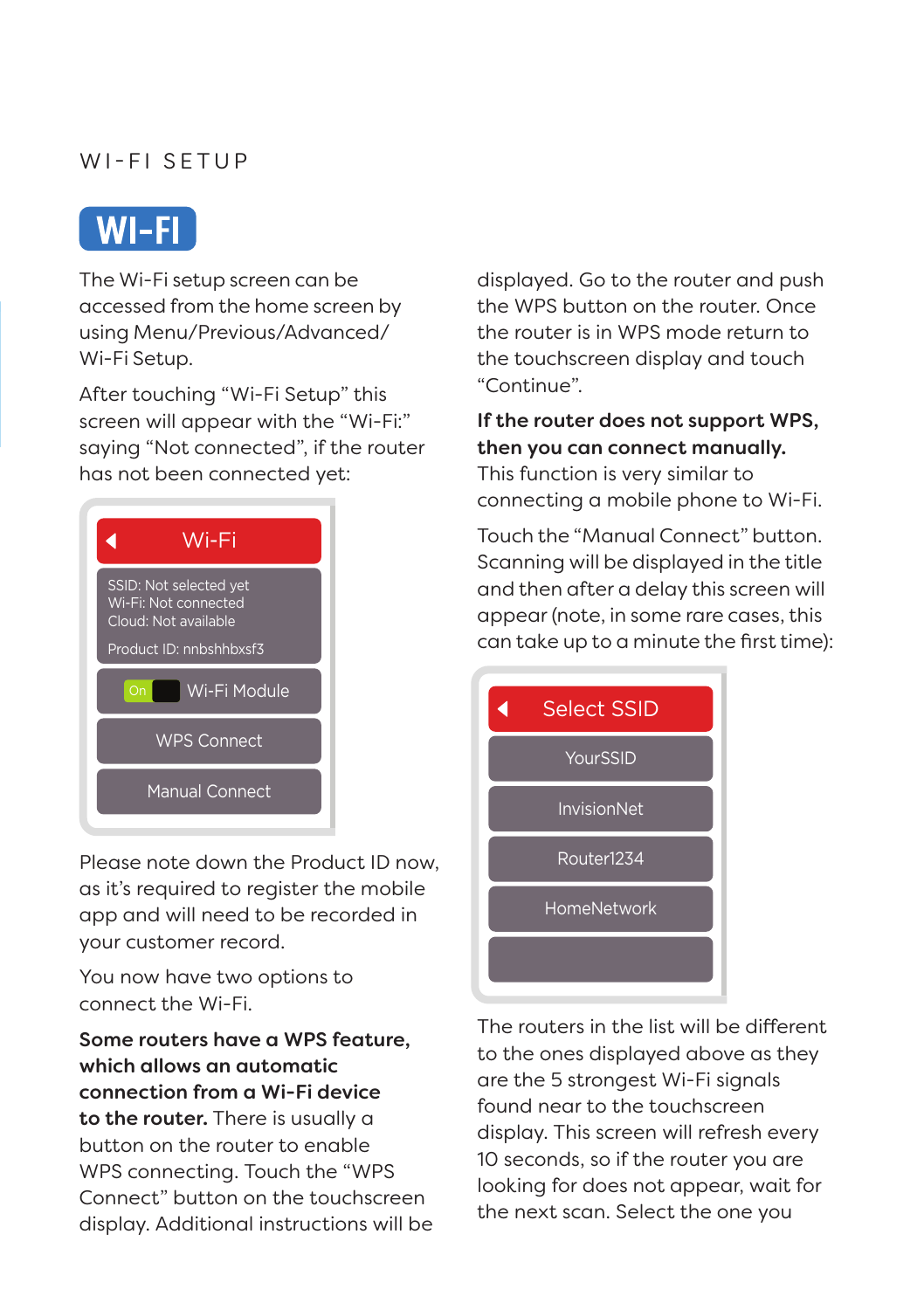# WI-FI

The Wi-Fi setup screen can be accessed from the home screen by using Menu/Previous/Advanced/Wi-Fi Setup.

After touching "Wi-Fi Setup" this screen will appear with the "Wi-Fi:" saying "Not connected", if the router has not been connected yet:

Wi-Fi

SSID: Not selected yet
Wi-Fi: Not connected
Cloud: Not available

Product ID: nnbshhbxsf3

On | Wi-Fi Module

WPS Connect

Manual Connect

Please note down the Product ID now, as it's required to register the mobile app and will need to be recorded in your customer record.

You now have two options to connect the Wi-Fi.

**Some routers have a WPS feature, which allows an automatic connection from a Wi-Fi device to the router.** There is usually a button on the router to enable WPS connecting. Touch the "WPS Connect" button on the touchscreen display. Additional instructions will be displayed. Go to the router and push the WPS button on the router. Once the router is in WPS mode return to the touchscreen display and touch "Continue".

**If the router does not support WPS, then you can connect manually.** This function is very similar to connecting a mobile phone to Wi-Fi.

Touch the "Manual Connect" button. Scanning will be displayed in the title and then after a delay this screen will appear (note, in some rare cases, this can take up to a minute the first time):

Select SSID

YourSSID

InvisionNet

Router1234

HomeNetwork

The routers in the list will be different to the ones displayed above as they are the 5 strongest Wi-Fi signals found near to the touchscreen display. This screen will refresh every 10 seconds, so if the router you are looking for does not appear, wait for the next scan. Select the one you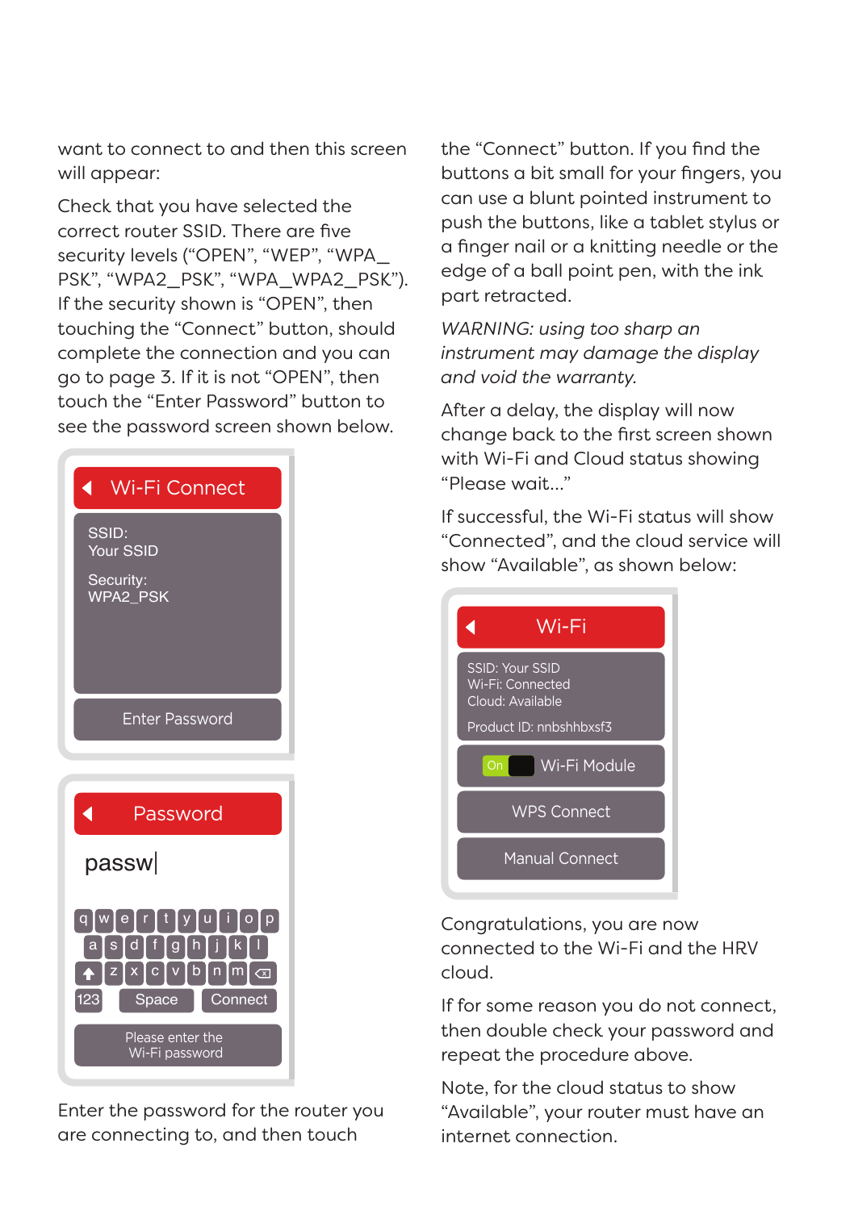want to connect to and then this screen will appear:

Check that you have selected the correct router SSID. There are five security levels ("OPEN", "WEP", "WPA_PSK", "WPA2_PSK", "WPA_WPA2_PSK"). If the security shown is "OPEN", then touching the "Connect" button, should complete the connection and you can go to page 3. If it is not "OPEN", then touch the "Enter Password" button to see the password screen shown below.

Wi-Fi Connect

SSID:
Your SSID

Security:
WPA2_PSK

Enter Password

Password

passw|

Please enter the Wi-Fi password

Enter the password for the router you are connecting to, and then touch the "Connect" button. If you find the buttons a bit small for your fingers, you can use a blunt pointed instrument to push the buttons, like a tablet stylus or a finger nail or a knitting needle or the edge of a ball point pen, with the ink part retracted.

*WARNING: using too sharp an instrument may damage the display and void the warranty.*

After a delay, the display will now change back to the first screen shown with Wi-Fi and Cloud status showing "Please wait..."

If successful, the Wi-Fi status will show "Connected", and the cloud service will show "Available", as shown below:

Wi-Fi

SSID: Your SSID
Wi-Fi: Connected
Cloud: Available

Product ID: nnbshhbxsf3

On Wi-Fi Module

WPS Connect

Manual Connect

Congratulations, you are now connected to the Wi-Fi and the HRV cloud.

If for some reason you do not connect, then double check your password and repeat the procedure above.

Note, for the cloud status to show "Available", your router must have an internet connection.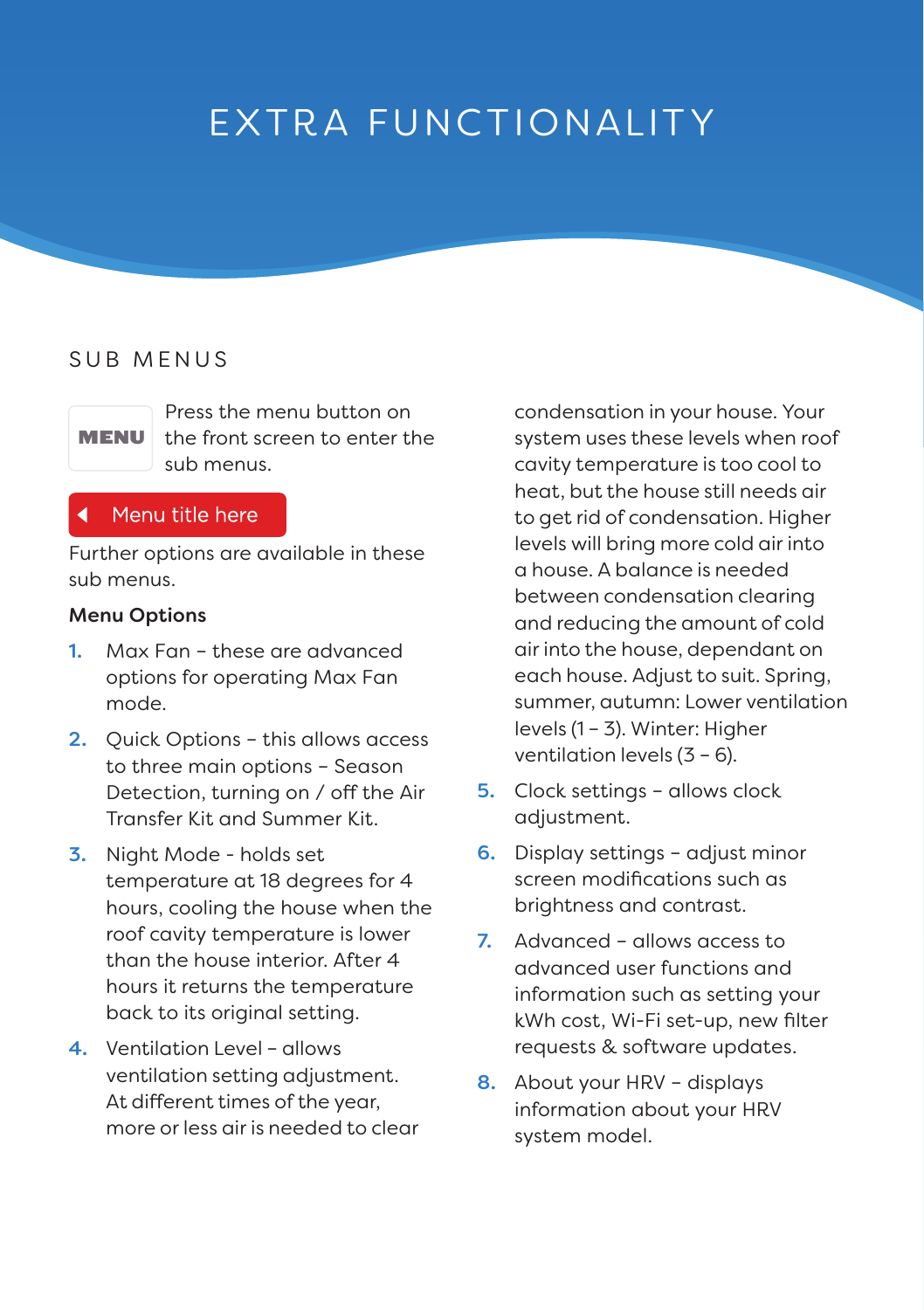# EXTRA FUNCTIONALITY

## SUB MENUS

**MENU** Press the menu button on the front screen to enter the sub menus.

◀ Menu title here

Further options are available in these sub menus.

**Menu Options**

1. Max Fan – these are advanced options for operating Max Fan mode.
2. Quick Options – this allows access to three main options – Season Detection, turning on / off the Air Transfer Kit and Summer Kit.
3. Night Mode - holds set temperature at 18 degrees for 4 hours, cooling the house when the roof cavity temperature is lower than the house interior. After 4 hours it returns the temperature back to its original setting.
4. Ventilation Level – allows ventilation setting adjustment. At different times of the year, more or less air is needed to clear condensation in your house. Your system uses these levels when roof cavity temperature is too cool to heat, but the house still needs air to get rid of condensation. Higher levels will bring more cold air into a house. A balance is needed between condensation clearing and reducing the amount of cold air into the house, dependant on each house. Adjust to suit. Spring, summer, autumn: Lower ventilation levels (1 – 3). Winter: Higher ventilation levels (3 – 6).
5. Clock settings – allows clock adjustment.
6. Display settings – adjust minor screen modifications such as brightness and contrast.
7. Advanced – allows access to advanced user functions and information such as setting your kWh cost, Wi-Fi set-up, new filter requests & software updates.
8. About your HRV – displays information about your HRV system model.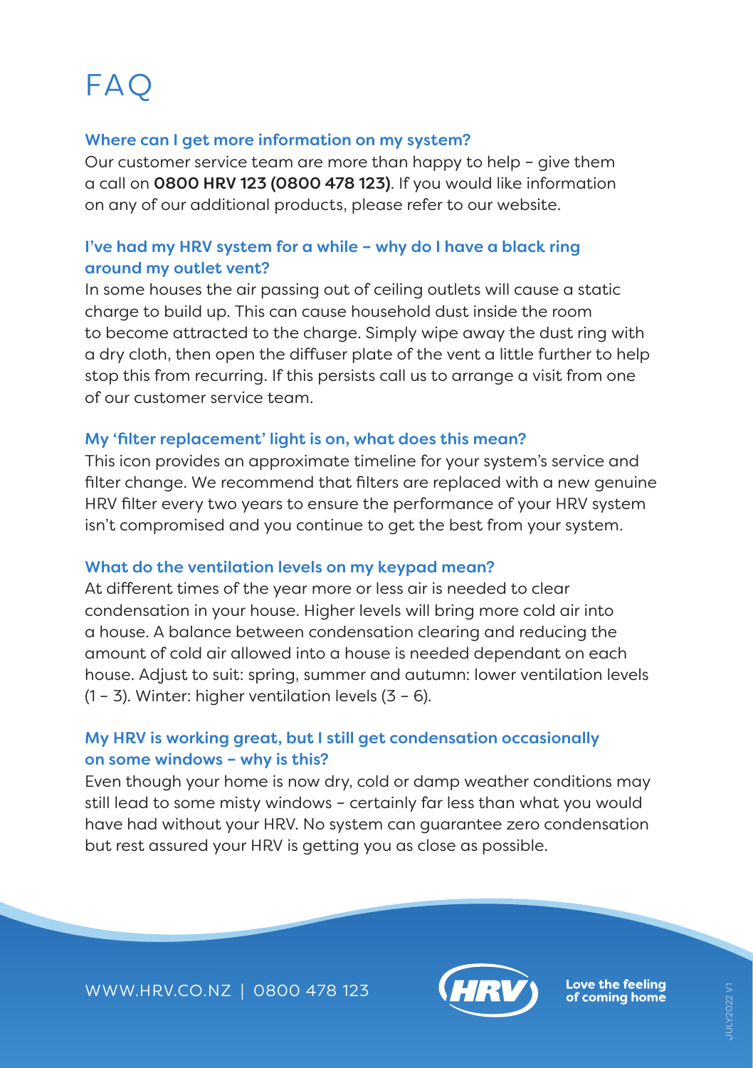# FAQ

### Where can I get more information on my system?

Our customer service team are more than happy to help – give them a call on **0800 HRV 123 (0800 478 123)**. If you would like information on any of our additional products, please refer to our website.

### I've had my HRV system for a while – why do I have a black ring around my outlet vent?

In some houses the air passing out of ceiling outlets will cause a static charge to build up. This can cause household dust inside the room to become attracted to the charge. Simply wipe away the dust ring with a dry cloth, then open the diffuser plate of the vent a little further to help stop this from recurring. If this persists call us to arrange a visit from one of our customer service team.

### My 'filter replacement' light is on, what does this mean?

This icon provides an approximate timeline for your system's service and filter change. We recommend that filters are replaced with a new genuine HRV filter every two years to ensure the performance of your HRV system isn't compromised and you continue to get the best from your system.

### What do the ventilation levels on my keypad mean?

At different times of the year more or less air is needed to clear condensation in your house. Higher levels will bring more cold air into a house. A balance between condensation clearing and reducing the amount of cold air allowed into a house is needed dependant on each house. Adjust to suit: spring, summer and autumn: lower ventilation levels (1 – 3). Winter: higher ventilation levels (3 – 6).

### My HRV is working great, but I still get condensation occasionally on some windows – why is this?

Even though your home is now dry, cold or damp weather conditions may still lead to some misty windows – certainly far less than what you would have had without your HRV. No system can guarantee zero condensation but rest assured your HRV is getting you as close as possible.

WWW.HRV.CO.NZ | 0800 478 123

HRV

Love the feeling of coming home

JULY2022 V1